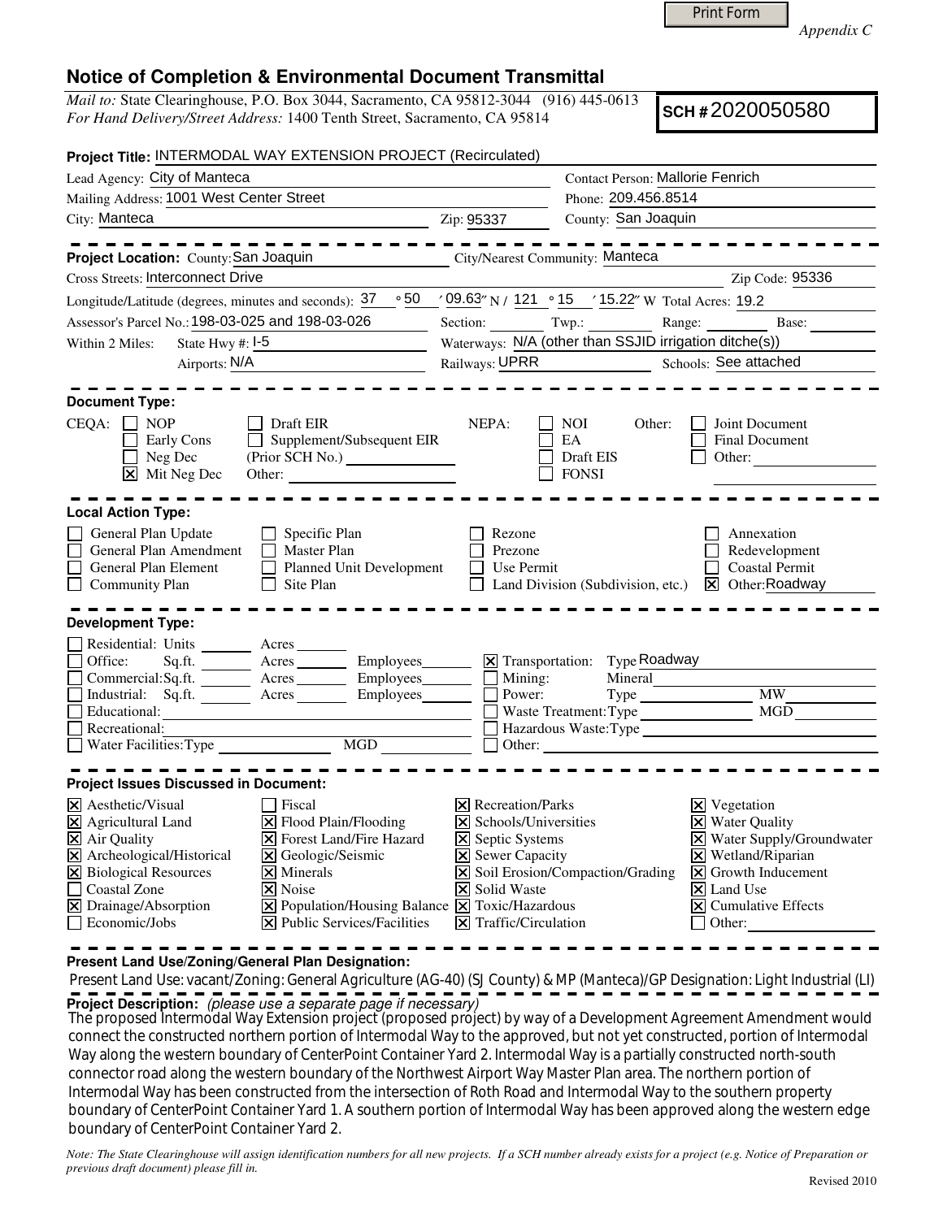Print Form

*Appendix C*

# Notice of Completion & Environmental Document Transmittal

*Mail to:* State Clearinghouse, P.O. Box 3044, Sacramento, CA 95812-3044 (916) 445-0613
*For Hand Delivery/Street Address:* 1400 Tenth Street, Sacramento, CA 95814

**SCH #** 2020050580

**Project Title:** INTERMODAL WAY EXTENSION PROJECT (Recirculated)

Lead Agency: City of Manteca
Contact Person: Mallorie Fenrich
Mailing Address: 1001 West Center Street
Phone: 209.456.8514
City: Manteca
Zip: 95337
County: San Joaquin

---

**Project Location:** County: San Joaquin
City/Nearest Community: Manteca
Cross Streets: Interconnect Drive
Zip Code: 95336
Longitude/Latitude (degrees, minutes and seconds): 37 ° 50 ′ 09.63″ N / 121 ° 15 ′ 15.22″ W Total Acres: 19.2
Assessor's Parcel No.: 198-03-025 and 198-03-026
Section: Twp.: Range: Base:
Within 2 Miles: State Hwy #: I-5
Waterways: N/A (other than SSJID irrigation ditche(s))
Airports: N/A
Railways: UPRR
Schools: See attached

---

**Document Type:**

CEQA:
- [ ] NOP
- [ ] Early Cons
- [ ] Neg Dec
- [x] Mit Neg Dec
- [ ] Draft EIR
- [ ] Supplement/Subsequent EIR (Prior SCH No.)
- Other:

NEPA:
- [ ] NOI
- [ ] EA
- [ ] Draft EIS
- [ ] FONSI

Other:
- [ ] Joint Document
- [ ] Final Document
- [ ] Other:

---

**Local Action Type:**

- [ ] General Plan Update
- [ ] General Plan Amendment
- [ ] General Plan Element
- [ ] Community Plan
- [ ] Specific Plan
- [ ] Master Plan
- [ ] Planned Unit Development
- [ ] Site Plan
- [ ] Rezone
- [ ] Prezone
- [ ] Use Permit
- [ ] Land Division (Subdivision, etc.)
- [ ] Annexation
- [ ] Redevelopment
- [ ] Coastal Permit
- [x] Other: Roadway

---

**Development Type:**

- [ ] Residential: Units ___ Acres ___
- [ ] Office: Sq.ft. ___ Acres ___ Employees ___
- [ ] Commercial: Sq.ft. ___ Acres ___ Employees ___
- [ ] Industrial: Sq.ft. ___ Acres ___ Employees ___
- [ ] Educational:
- [ ] Recreational:
- [ ] Water Facilities: Type ___ MGD ___
- [x] Transportation: Type Roadway
- [ ] Mining: Mineral
- [ ] Power: Type ___ MW
- [ ] Waste Treatment: Type ___ MGD
- [ ] Hazardous Waste: Type
- [ ] Other:

---

**Project Issues Discussed in Document:**

- [x] Aesthetic/Visual
- [x] Agricultural Land
- [x] Air Quality
- [x] Archeological/Historical
- [x] Biological Resources
- [ ] Coastal Zone
- [x] Drainage/Absorption
- [ ] Economic/Jobs
- [ ] Fiscal
- [x] Flood Plain/Flooding
- [x] Forest Land/Fire Hazard
- [x] Geologic/Seismic
- [x] Minerals
- [x] Noise
- [x] Population/Housing Balance
- [x] Public Services/Facilities
- [x] Recreation/Parks
- [x] Schools/Universities
- [x] Septic Systems
- [x] Sewer Capacity
- [x] Soil Erosion/Compaction/Grading
- [x] Solid Waste
- [x] Toxic/Hazardous
- [x] Traffic/Circulation
- [x] Vegetation
- [x] Water Quality
- [x] Water Supply/Groundwater
- [x] Wetland/Riparian
- [x] Growth Inducement
- [x] Land Use
- [x] Cumulative Effects
- [ ] Other:

---

**Present Land Use/Zoning/General Plan Designation:**

Present Land Use: vacant/Zoning: General Agriculture (AG-40) (SJ County) & MP (Manteca)/GP Designation: Light Industrial (LI)

---

**Project Description:** *(please use a separate page if necessary)*

The proposed Intermodal Way Extension project (proposed project) by way of a Development Agreement Amendment would connect the constructed northern portion of Intermodal Way to the approved, but not yet constructed, portion of Intermodal Way along the western boundary of CenterPoint Container Yard 2. Intermodal Way is a partially constructed north-south connector road along the western boundary of the Northwest Airport Way Master Plan area. The northern portion of Intermodal Way has been constructed from the intersection of Roth Road and Intermodal Way to the southern property boundary of CenterPoint Container Yard 1. A southern portion of Intermodal Way has been approved along the western edge boundary of CenterPoint Container Yard 2.

*Note: The State Clearinghouse will assign identification numbers for all new projects. If a SCH number already exists for a project (e.g. Notice of Preparation or previous draft document) please fill in.*

Revised 2010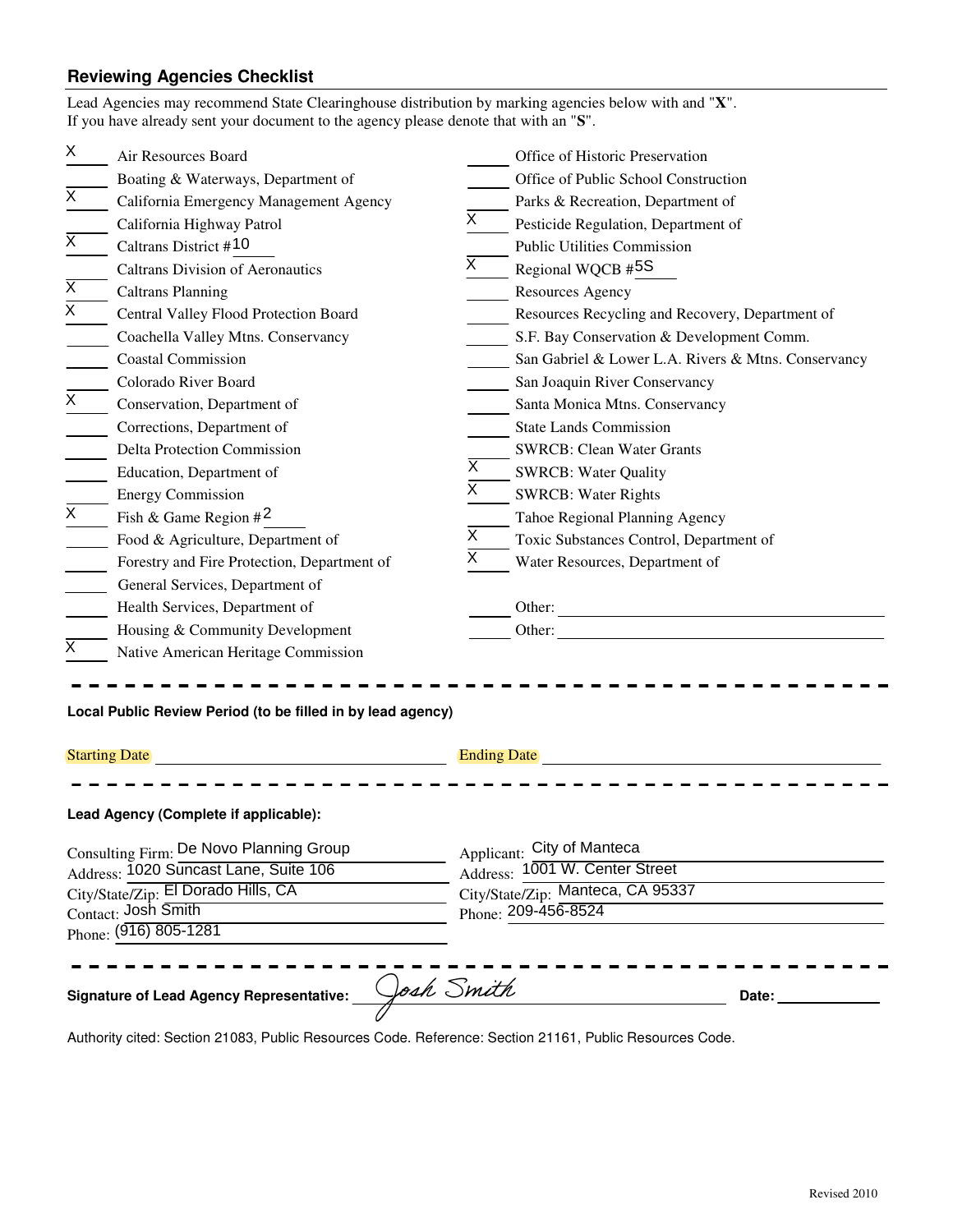## Reviewing Agencies Checklist

Lead Agencies may recommend State Clearinghouse distribution by marking agencies below with and "**X**".
If you have already sent your document to the agency please denote that with an "**S**".

| | | | |
|---|---|---|---|
| X | Air Resources Board | | Office of Historic Preservation |
| | Boating & Waterways, Department of | | Office of Public School Construction |
| X | California Emergency Management Agency | | Parks & Recreation, Department of |
| | California Highway Patrol | X | Pesticide Regulation, Department of |
| X | Caltrans District # 10 | | Public Utilities Commission |
| | Caltrans Division of Aeronautics | X | Regional WQCB # 5S |
| X | Caltrans Planning | | Resources Agency |
| X | Central Valley Flood Protection Board | | Resources Recycling and Recovery, Department of |
| | Coachella Valley Mtns. Conservancy | | S.F. Bay Conservation & Development Comm. |
| | Coastal Commission | | San Gabriel & Lower L.A. Rivers & Mtns. Conservancy |
| | Colorado River Board | | San Joaquin River Conservancy |
| X | Conservation, Department of | | Santa Monica Mtns. Conservancy |
| | Corrections, Department of | | State Lands Commission |
| | Delta Protection Commission | | SWRCB: Clean Water Grants |
| | Education, Department of | X | SWRCB: Water Quality |
| | Energy Commission | X | SWRCB: Water Rights |
| X | Fish & Game Region # 2 | | Tahoe Regional Planning Agency |
| | Food & Agriculture, Department of | X | Toxic Substances Control, Department of |
| | Forestry and Fire Protection, Department of | X | Water Resources, Department of |
| | General Services, Department of | | |
| | Health Services, Department of | | Other: |
| | Housing & Community Development | | Other: |
| X | Native American Heritage Commission | | |

---

**Local Public Review Period (to be filled in by lead agency)**

Starting Date ______________________ Ending Date ______________________

---

**Lead Agency (Complete if applicable):**

Consulting Firm: De Novo Planning Group
Address: 1020 Suncast Lane, Suite 106
City/State/Zip: El Dorado Hills, CA
Contact: Josh Smith
Phone: (916) 805-1281

Applicant: City of Manteca
Address: 1001 W. Center Street
City/State/Zip: Manteca, CA 95337
Phone: 209-456-8524

---

**Signature of Lead Agency Representative:** Josh Smith **Date:** ____________

Authority cited: Section 21083, Public Resources Code. Reference: Section 21161, Public Resources Code.

Revised 2010